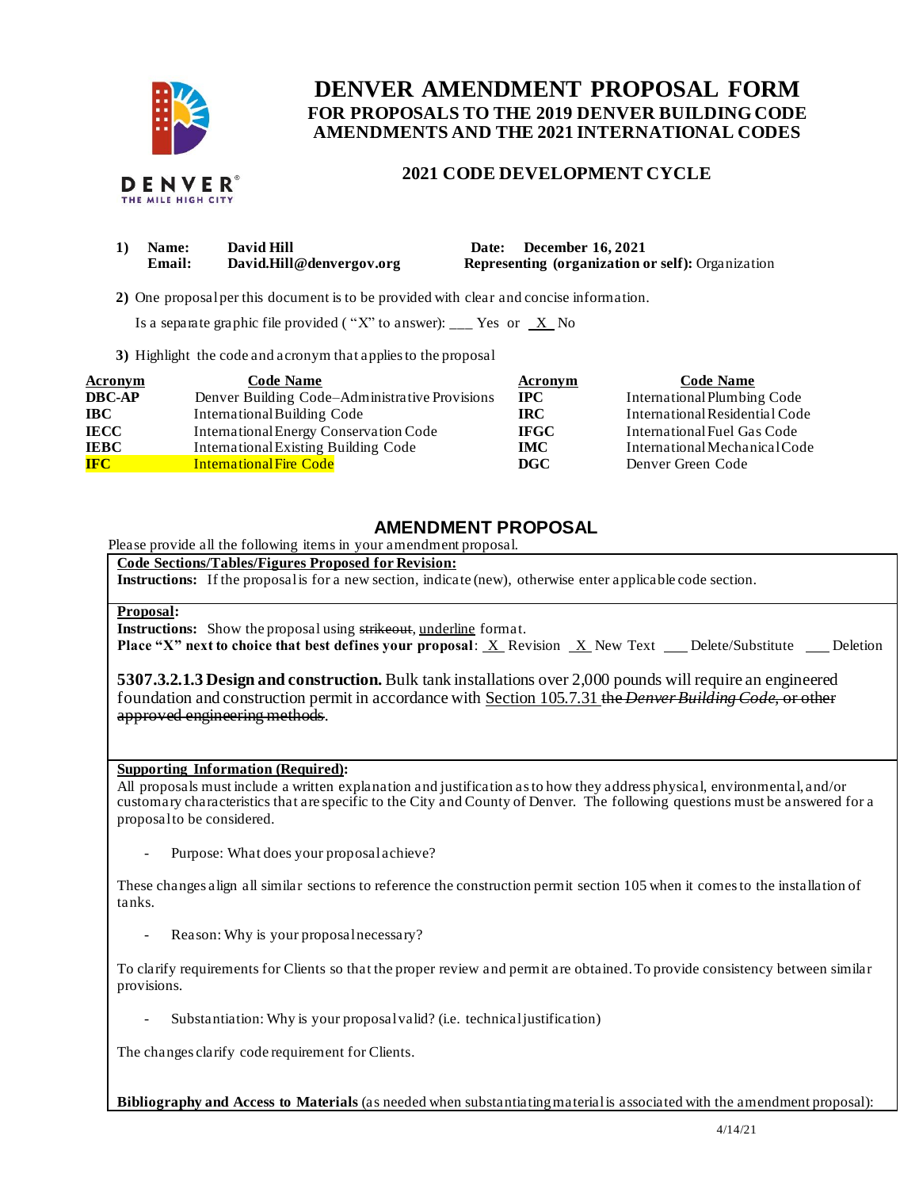# DENVER AMENDMENT PROPOSAL FORM

## FOR PROPOSALS TO THE 2019 DENVER BUILDING CODE AMENDMENTS AND THE 2021 INTERNATIONAL CODES

### 2021 CODE DEVELOPMENT CYCLE

DENVER THE MILE HIGH CITY

1) **Name:** **David Hill** **Date:** **December 16, 2021**
**Email:** **David.Hill@denvergov.org** **Representing (organization or self):** Organization

2) One proposal per this document is to be provided with clear and concise information.

Is a separate graphic file provided ("X" to answer): ___ Yes or _X_ No

3) Highlight the code and acronym that applies to the proposal

| Acronym | Code Name | Acronym | Code Name |
|---|---|---|---|
| **DBC-AP** | Denver Building Code–Administrative Provisions | **IPC** | International Plumbing Code |
| **IBC** | International Building Code | **IRC** | International Residential Code |
| **IECC** | International Energy Conservation Code | **IFGC** | International Fuel Gas Code |
| **IEBC** | International Existing Building Code | **IMC** | International Mechanical Code |
| **IFC** (highlighted) | International Fire Code (highlighted) | **DGC** | Denver Green Code |

## AMENDMENT PROPOSAL

Please provide all the following items in your amendment proposal.

**Code Sections/Tables/Figures Proposed for Revision:**

**Instructions:** If the proposal is for a new section, indicate (new), otherwise enter applicable code section.

**Proposal:**

**Instructions:** Show the proposal using ~~strikeout~~, <u>underline</u> format.

**Place "X" next to choice that best defines your proposal**: _X_ Revision _X_ New Text ___ Delete/Substitute ___ Deletion

**5307.3.2.1.3 Design and construction.** Bulk tank installations over 2,000 pounds will require an engineered foundation and construction permit in accordance with <u>Section 105.7.31</u> ~~the *Denver Building Code*, or other approved engineering methods~~.

**Supporting Information (Required):**

All proposals must include a written explanation and justification as to how they address physical, environmental, and/or customary characteristics that are specific to the City and County of Denver. The following questions must be answered for a proposal to be considered.

- Purpose: What does your proposal achieve?

These changes align all similar sections to reference the construction permit section 105 when it comes to the installation of tanks.

- Reason: Why is your proposal necessary?

To clarify requirements for Clients so that the proper review and permit are obtained. To provide consistency between similar provisions.

- Substantiation: Why is your proposal valid? (i.e. technical justification)

The changes clarify code requirement for Clients.

**Bibliography and Access to Materials** (as needed when substantiating material is associated with the amendment proposal):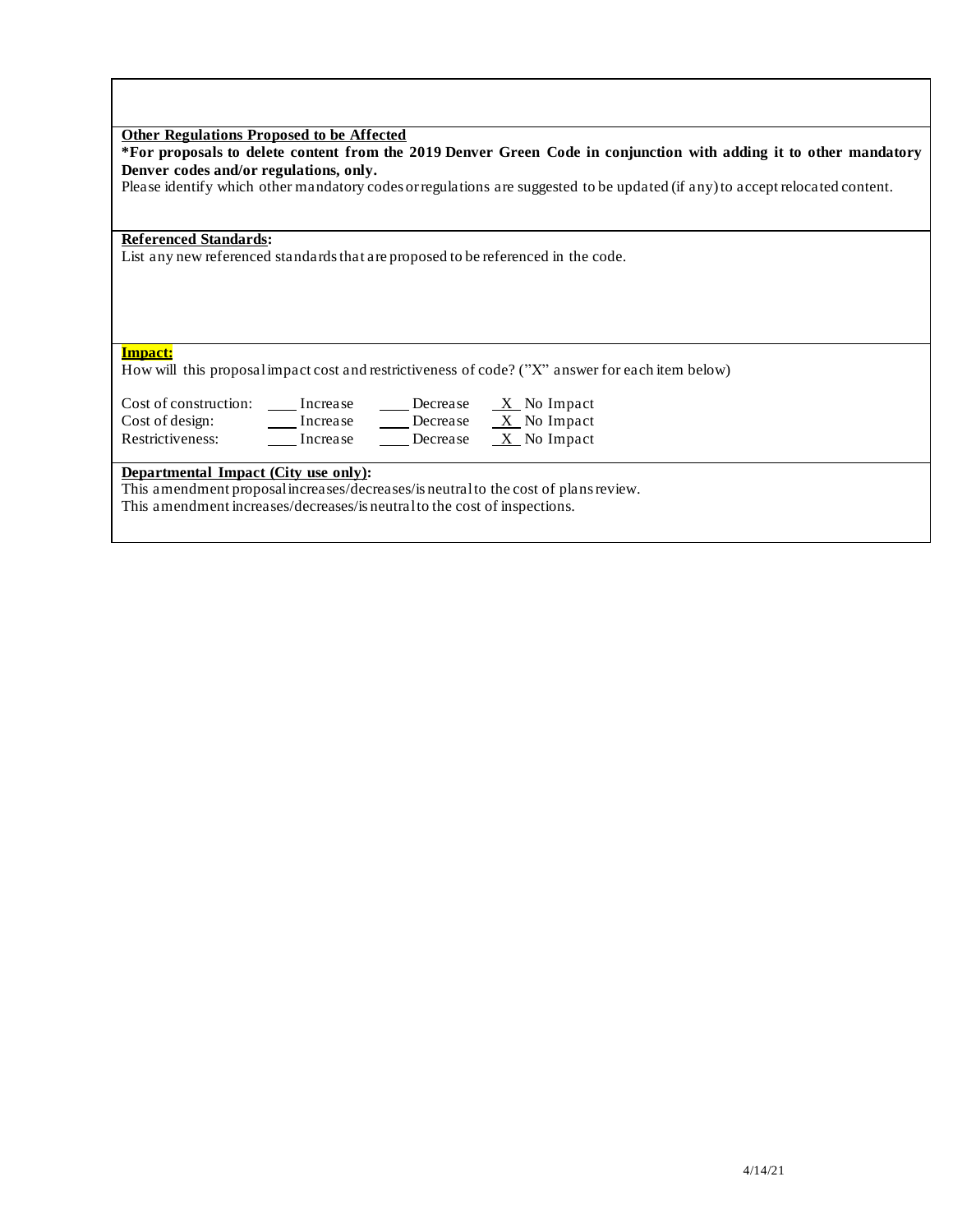**Other Regulations Proposed to be Affected**

***For proposals to delete content from the 2019 Denver Green Code in conjunction with adding it to other mandatory Denver codes and/or regulations, only.**

Please identify which other mandatory codes or regulations are suggested to be updated (if any) to accept relocated content.

**Referenced Standards:**

List any new referenced standards that are proposed to be referenced in the code.

**Impact:**

How will this proposal impact cost and restrictiveness of code? ("X" answer for each item below)

| | | | |
|---|---|---|---|
| Cost of construction: | ____ Increase | ____ Decrease | _X_ No Impact |
| Cost of design: | ____ Increase | ____ Decrease | _X_ No Impact |
| Restrictiveness: | ____ Increase | ____ Decrease | _X_ No Impact |

**Departmental Impact (City use only):**

This amendment proposal increases/decreases/is neutral to the cost of plans review.

This amendment increases/decreases/is neutral to the cost of inspections.

4/14/21